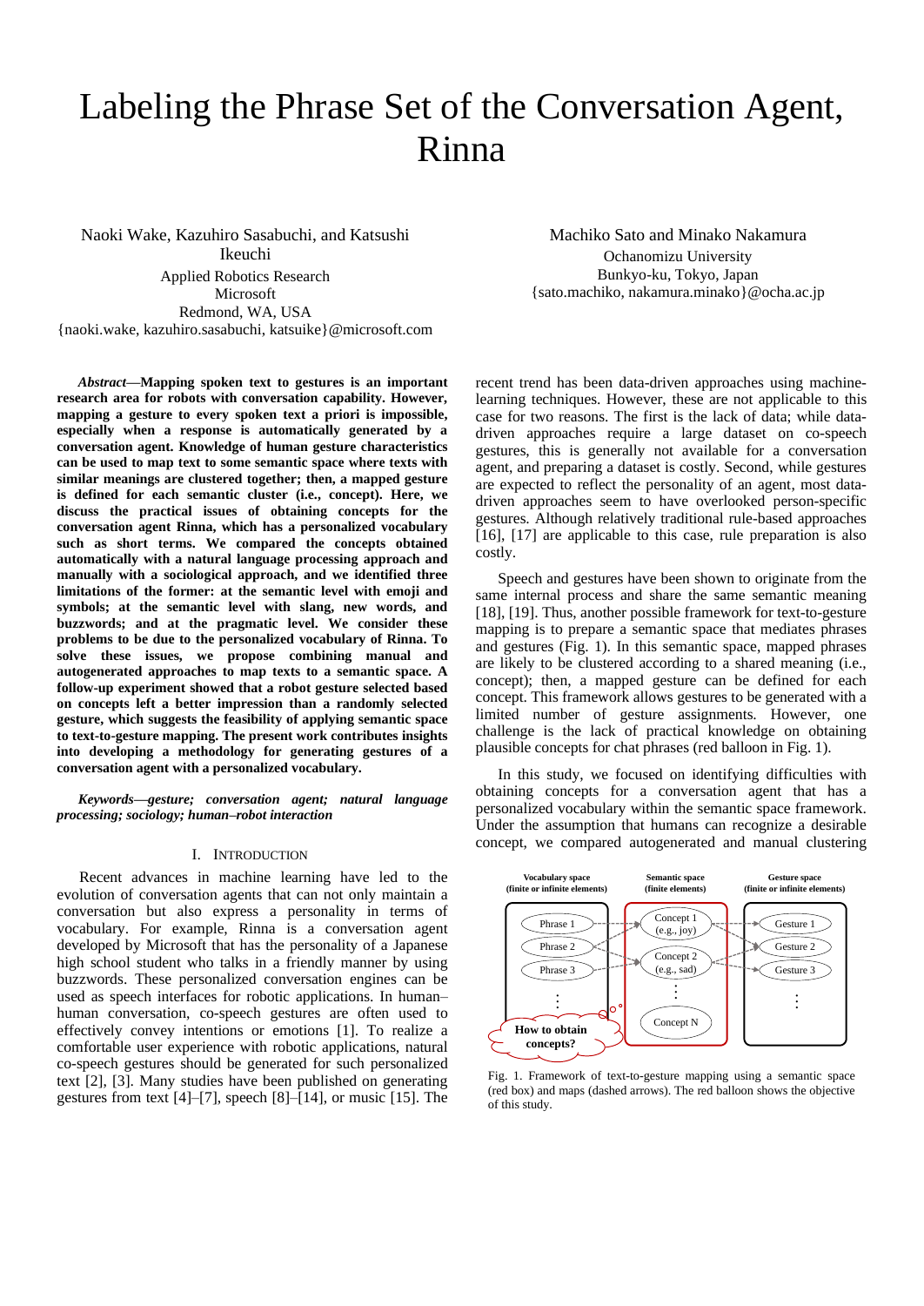# Labeling the Phrase Set of the Conversation Agent, Rinna

Naoki Wake, Kazuhiro Sasabuchi, and Katsushi Ikeuchi
Applied Robotics Research
Microsoft
Redmond, WA, USA
{naoki.wake, kazuhiro.sasabuchi, katsuike}@microsoft.com

Machiko Sato and Minako Nakamura
Ochanomizu University
Bunkyo-ku, Tokyo, Japan
{sato.machiko, nakamura.minako}@ocha.ac.jp

***Abstract*—Mapping spoken text to gestures is an important research area for robots with conversation capability. However, mapping a gesture to every spoken text a priori is impossible, especially when a response is automatically generated by a conversation agent. Knowledge of human gesture characteristics can be used to map text to some semantic space where texts with similar meanings are clustered together; then, a mapped gesture is defined for each semantic cluster (i.e., concept). Here, we discuss the practical issues of obtaining concepts for the conversation agent Rinna, which has a personalized vocabulary such as short terms. We compared the concepts obtained automatically with a natural language processing approach and manually with a sociological approach, and we identified three limitations of the former: at the semantic level with emoji and symbols; at the semantic level with slang, new words, and buzzwords; and at the pragmatic level. We consider these problems to be due to the personalized vocabulary of Rinna. To solve these issues, we propose combining manual and autogenerated approaches to map texts to a semantic space. A follow-up experiment showed that a robot gesture selected based on concepts left a better impression than a randomly selected gesture, which suggests the feasibility of applying semantic space to text-to-gesture mapping. The present work contributes insights into developing a methodology for generating gestures of a conversation agent with a personalized vocabulary.**

***Keywords*—*gesture; conversation agent; natural language processing; sociology; human–robot interaction***

## I. Introduction

Recent advances in machine learning have led to the evolution of conversation agents that can not only maintain a conversation but also express a personality in terms of vocabulary. For example, Rinna is a conversation agent developed by Microsoft that has the personality of a Japanese high school student who talks in a friendly manner by using buzzwords. These personalized conversation engines can be used as speech interfaces for robotic applications. In human–human conversation, co-speech gestures are often used to effectively convey intentions or emotions [1]. To realize a comfortable user experience with robotic applications, natural co-speech gestures should be generated for such personalized text [2], [3]. Many studies have been published on generating gestures from text [4]–[7], speech [8]–[14], or music [15]. The recent trend has been data-driven approaches using machine-learning techniques. However, these are not applicable to this case for two reasons. The first is the lack of data; while data-driven approaches require a large dataset on co-speech gestures, this is generally not available for a conversation agent, and preparing a dataset is costly. Second, while gestures are expected to reflect the personality of an agent, most data-driven approaches seem to have overlooked person-specific gestures. Although relatively traditional rule-based approaches [16], [17] are applicable to this case, rule preparation is also costly.

Speech and gestures have been shown to originate from the same internal process and share the same semantic meaning [18], [19]. Thus, another possible framework for text-to-gesture mapping is to prepare a semantic space that mediates phrases and gestures (Fig. 1). In this semantic space, mapped phrases are likely to be clustered according to a shared meaning (i.e., concept); then, a mapped gesture can be defined for each concept. This framework allows gestures to be generated with a limited number of gesture assignments. However, one challenge is the lack of practical knowledge on obtaining plausible concepts for chat phrases (red balloon in Fig. 1).

In this study, we focused on identifying difficulties with obtaining concepts for a conversation agent that has a personalized vocabulary within the semantic space framework. Under the assumption that humans can recognize a desirable concept, we compared autogenerated and manual clustering

Fig. 1. Framework of text-to-gesture mapping using a semantic space (red box) and maps (dashed arrows). The red balloon shows the objective of this study.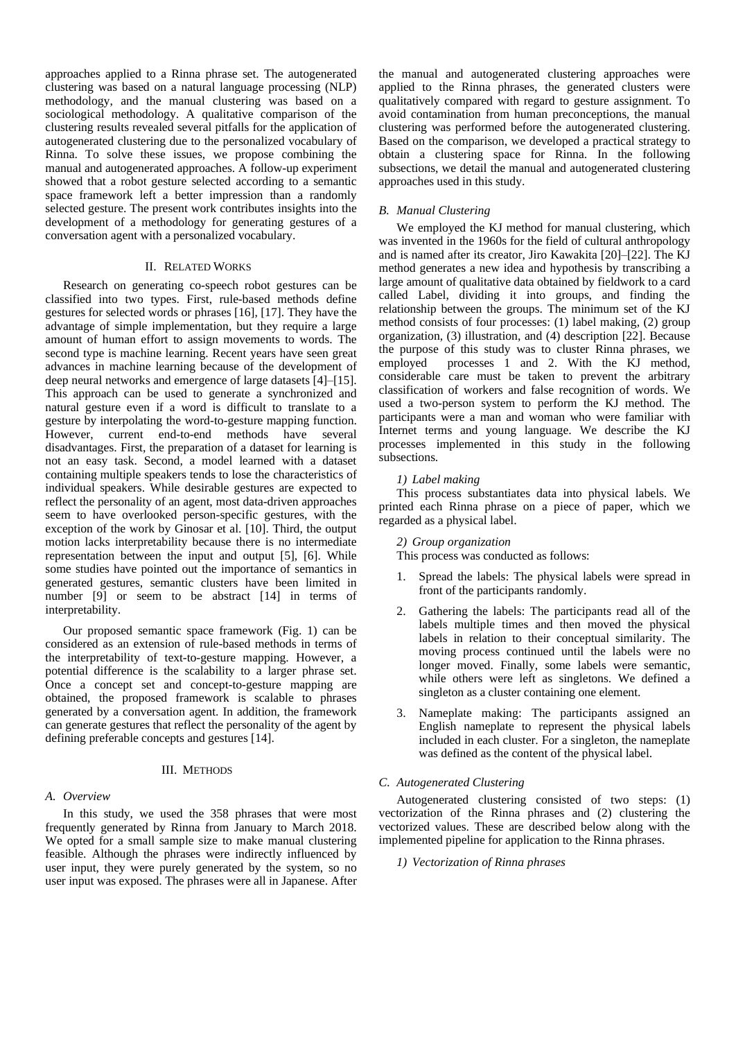approaches applied to a Rinna phrase set. The autogenerated clustering was based on a natural language processing (NLP) methodology, and the manual clustering was based on a sociological methodology. A qualitative comparison of the clustering results revealed several pitfalls for the application of autogenerated clustering due to the personalized vocabulary of Rinna. To solve these issues, we propose combining the manual and autogenerated approaches. A follow-up experiment showed that a robot gesture selected according to a semantic space framework left a better impression than a randomly selected gesture. The present work contributes insights into the development of a methodology for generating gestures of a conversation agent with a personalized vocabulary.

## II. Related Works

Research on generating co-speech robot gestures can be classified into two types. First, rule-based methods define gestures for selected words or phrases [16], [17]. They have the advantage of simple implementation, but they require a large amount of human effort to assign movements to words. The second type is machine learning. Recent years have seen great advances in machine learning because of the development of deep neural networks and emergence of large datasets [4]–[15]. This approach can be used to generate a synchronized and natural gesture even if a word is difficult to translate to a gesture by interpolating the word-to-gesture mapping function. However, current end-to-end methods have several disadvantages. First, the preparation of a dataset for learning is not an easy task. Second, a model learned with a dataset containing multiple speakers tends to lose the characteristics of individual speakers. While desirable gestures are expected to reflect the personality of an agent, most data-driven approaches seem to have overlooked person-specific gestures, with the exception of the work by Ginosar et al. [10]. Third, the output motion lacks interpretability because there is no intermediate representation between the input and output [5], [6]. While some studies have pointed out the importance of semantics in generated gestures, semantic clusters have been limited in number [9] or seem to be abstract [14] in terms of interpretability.

Our proposed semantic space framework (Fig. 1) can be considered as an extension of rule-based methods in terms of the interpretability of text-to-gesture mapping. However, a potential difference is the scalability to a larger phrase set. Once a concept set and concept-to-gesture mapping are obtained, the proposed framework is scalable to phrases generated by a conversation agent. In addition, the framework can generate gestures that reflect the personality of the agent by defining preferable concepts and gestures [14].

## III. Methods

### A. Overview

In this study, we used the 358 phrases that were most frequently generated by Rinna from January to March 2018. We opted for a small sample size to make manual clustering feasible. Although the phrases were indirectly influenced by user input, they were purely generated by the system, so no user input was exposed. The phrases were all in Japanese. After the manual and autogenerated clustering approaches were applied to the Rinna phrases, the generated clusters were qualitatively compared with regard to gesture assignment. To avoid contamination from human preconceptions, the manual clustering was performed before the autogenerated clustering. Based on the comparison, we developed a practical strategy to obtain a clustering space for Rinna. In the following subsections, we detail the manual and autogenerated clustering approaches used in this study.

### B. Manual Clustering

We employed the KJ method for manual clustering, which was invented in the 1960s for the field of cultural anthropology and is named after its creator, Jiro Kawakita [20]–[22]. The KJ method generates a new idea and hypothesis by transcribing a large amount of qualitative data obtained by fieldwork to a card called Label, dividing it into groups, and finding the relationship between the groups. The minimum set of the KJ method consists of four processes: (1) label making, (2) group organization, (3) illustration, and (4) description [22]. Because the purpose of this study was to cluster Rinna phrases, we employed processes 1 and 2. With the KJ method, considerable care must be taken to prevent the arbitrary classification of workers and false recognition of words. We used a two-person system to perform the KJ method. The participants were a man and woman who were familiar with Internet terms and young language. We describe the KJ processes implemented in this study in the following subsections.

#### 1) Label making

This process substantiates data into physical labels. We printed each Rinna phrase on a piece of paper, which we regarded as a physical label.

#### 2) Group organization

This process was conducted as follows:

1. Spread the labels: The physical labels were spread in front of the participants randomly.
2. Gathering the labels: The participants read all of the labels multiple times and then moved the physical labels in relation to their conceptual similarity. The moving process continued until the labels were no longer moved. Finally, some labels were semantic, while others were left as singletons. We defined a singleton as a cluster containing one element.
3. Nameplate making: The participants assigned an English nameplate to represent the physical labels included in each cluster. For a singleton, the nameplate was defined as the content of the physical label.

### C. Autogenerated Clustering

Autogenerated clustering consisted of two steps: (1) vectorization of the Rinna phrases and (2) clustering the vectorized values. These are described below along with the implemented pipeline for application to the Rinna phrases.

#### 1) Vectorization of Rinna phrases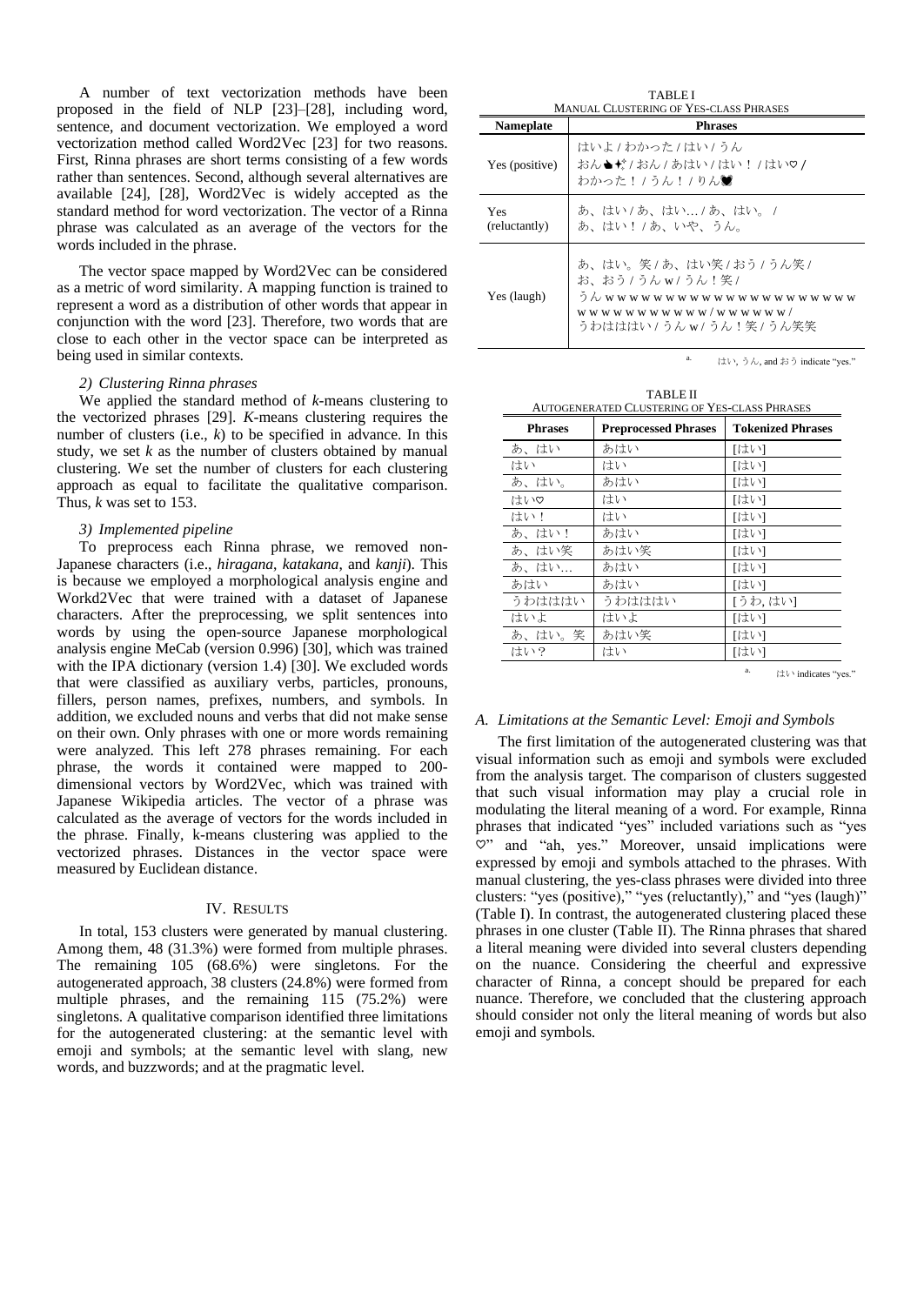A number of text vectorization methods have been proposed in the field of NLP [23]–[28], including word, sentence, and document vectorization. We employed a word vectorization method called Word2Vec [23] for two reasons. First, Rinna phrases are short terms consisting of a few words rather than sentences. Second, although several alternatives are available [24], [28], Word2Vec is widely accepted as the standard method for word vectorization. The vector of a Rinna phrase was calculated as an average of the vectors for the words included in the phrase.

The vector space mapped by Word2Vec can be considered as a metric of word similarity. A mapping function is trained to represent a word as a distribution of other words that appear in conjunction with the word [23]. Therefore, two words that are close to each other in the vector space can be interpreted as being used in similar contexts.

### 2) Clustering Rinna phrases

We applied the standard method of *k*-means clustering to the vectorized phrases [29]. *K*-means clustering requires the number of clusters (i.e., *k*) to be specified in advance. In this study, we set *k* as the number of clusters obtained by manual clustering. We set the number of clusters for each clustering approach as equal to facilitate the qualitative comparison. Thus, *k* was set to 153.

### 3) Implemented pipeline

To preprocess each Rinna phrase, we removed non-Japanese characters (i.e., *hiragana*, *katakana*, and *kanji*). This is because we employed a morphological analysis engine and Workd2Vec that were trained with a dataset of Japanese characters. After the preprocessing, we split sentences into words by using the open-source Japanese morphological analysis engine MeCab (version 0.996) [30], which was trained with the IPA dictionary (version 1.4) [30]. We excluded words that were classified as auxiliary verbs, particles, pronouns, fillers, person names, prefixes, numbers, and symbols. In addition, we excluded nouns and verbs that did not make sense on their own. Only phrases with one or more words remaining were analyzed. This left 278 phrases remaining. For each phrase, the words it contained were mapped to 200-dimensional vectors by Word2Vec, which was trained with Japanese Wikipedia articles. The vector of a phrase was calculated as the average of vectors for the words included in the phrase. Finally, k-means clustering was applied to the vectorized phrases. Distances in the vector space were measured by Euclidean distance.

## IV. Results

In total, 153 clusters were generated by manual clustering. Among them, 48 (31.3%) were formed from multiple phrases. The remaining 105 (68.6%) were singletons. For the autogenerated approach, 38 clusters (24.8%) were formed from multiple phrases, and the remaining 115 (75.2%) were singletons. A qualitative comparison identified three limitations for the autogenerated clustering: at the semantic level with emoji and symbols; at the semantic level with slang, new words, and buzzwords; and at the pragmatic level.

TABLE I
Manual Clustering of Yes-class Phrases

| Nameplate | Phrases |
|---|---|
| Yes (positive) | はいよ / わかった / はい / うん おん👆✨ / おん / あはい / はい！ / はい♡ / わかった！ / うん！ / りん💓 |
| Yes (reluctantly) | あ、はい / あ、はい… / あ、はい。 / あ、はい！ / あ、いや、うん。 |
| Yes (laugh) | あ、はい。笑 / あ、はい笑 / おう / うん笑 / お、おう / うんｗ / うん！笑 / うんｗｗｗｗｗｗｗｗｗｗｗｗｗｗｗｗｗｗｗｗｗｗｗｗｗｗｗｗｗｗｗｗ / ｗｗｗｗｗｗ / うわはははい / うんｗ / うん！笑 / うん笑笑 |

[a] はい, うん, and おう indicate "yes."

TABLE II
Autogenerated Clustering of Yes-class Phrases

| Phrases | Preprocessed Phrases | Tokenized Phrases |
|---|---|---|
| あ、はい | あはい | [はい] |
| はい | はい | [はい] |
| あ、はい。 | あはい | [はい] |
| はい♡ | はい | [はい] |
| はい！ | はい | [はい] |
| あ、はい！ | あはい | [はい] |
| あ、はい笑 | あはい笑 | [はい] |
| あ、はい… | あはい | [はい] |
| あはい | あはい | [はい] |
| うわはははい | うわはははい | [うわ, はい] |
| はいよ | はいよ | [はい] |
| あ、はい。笑 | あはい笑 | [はい] |
| はい？ | はい | [はい] |

[a] はい indicates "yes."

### A. Limitations at the Semantic Level: Emoji and Symbols

The first limitation of the autogenerated clustering was that visual information such as emoji and symbols were excluded from the analysis target. The comparison of clusters suggested that such visual information may play a crucial role in modulating the literal meaning of a word. For example, Rinna phrases that indicated "yes" included variations such as "yes ♡" and "ah, yes." Moreover, unsaid implications were expressed by emoji and symbols attached to the phrases. With manual clustering, the yes-class phrases were divided into three clusters: "yes (positive)," "yes (reluctantly)," and "yes (laugh)" (Table I). In contrast, the autogenerated clustering placed these phrases in one cluster (Table II). The Rinna phrases that shared a literal meaning were divided into several clusters depending on the nuance. Considering the cheerful and expressive character of Rinna, a concept should be prepared for each nuance. Therefore, we concluded that the clustering approach should consider not only the literal meaning of words but also emoji and symbols.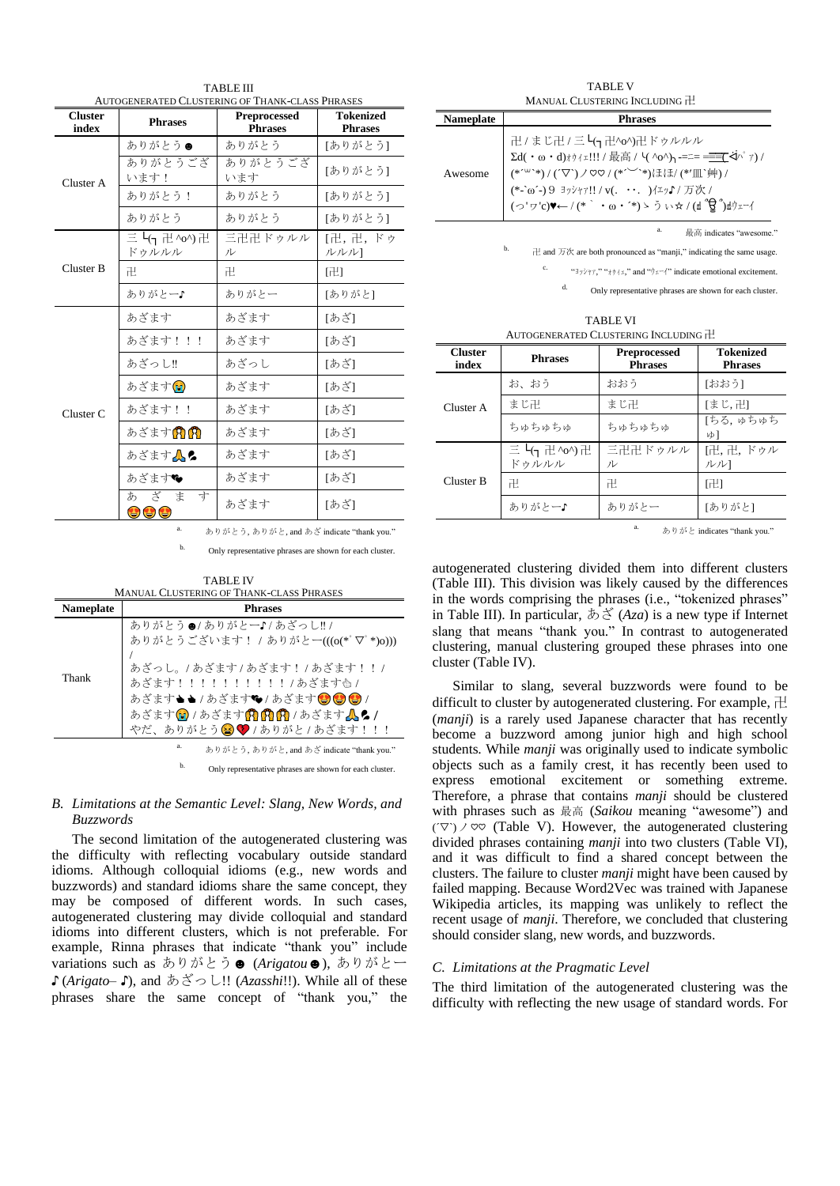TABLE III
AUTOGENERATED CLUSTERING OF THANK-CLASS PHRASES

| Cluster index | Phrases | Preprocessed Phrases | Tokenized Phrases |
|---|---|---|---|
| Cluster A | ありがとう☻ | ありがとう | [ありがとう] |
| | ありがとうございます！ | ありがとうございます | [ありがとう] |
| | ありがとう！ | ありがとう | [ありがとう] |
| | ありがとう | ありがとう | [ありがとう] |
| Cluster B | 三╰(╮卍^o^)卍ドゥルルル | 三卍卍ドゥルルル | [卍, 卍, ドゥルルル] |
| | 卍 | 卍 | [卍] |
| | ありがとー♪ | ありがとー | [ありがと] |
| Cluster C | あざます | あざます | [あざ] |
| | あざます！！！ | あざます | [あざ] |
| | あざっし!! | あざっし | [あざ] |
| | あざます😭 | あざます | [あざ] |
| | あざます！！ | あざます | [あざ] |
| | あざます🙌🙌 | あざます | [あざ] |
| | あざます🙏💪 | あざます | [あざ] |
| | あざます💘 | あざます | [あざ] |
| | あ ざ ま す 😍😍😍 | あざます | [あざ] |

a. ありがとう, ありがと, and あざ indicate "thank you."

b. Only representative phrases are shown for each cluster.

TABLE IV
MANUAL CLUSTERING OF THANK-CLASS PHRASES

| Nameplate | Phrases |
|---|---|
| Thank | ありがとう☻/ ありがとー♪/ あざっし!! / ありがとうございます！ / ありがとー(((o(*ﾟ▽ﾟ*)o))) / あざっし。/ あざます / あざます！ / あざます！！ / あざます！！！！！！！！！！ / あざます👏 / あざます👟👟 / あざます💘 / あざます😍😍😍 / あざます😭 / あざます🙌🙌🙌 / あざます🙏💪 / やだ、ありがとう😣💖 / ありがと / あざます！！！ |

a. ありがとう, ありがと, and あざ indicate "thank you."

b. Only representative phrases are shown for each cluster.

## B. Limitations at the Semantic Level: Slang, New Words, and Buzzwords

The second limitation of the autogenerated clustering was the difficulty with reflecting vocabulary outside standard idioms. Although colloquial idioms (e.g., new words and buzzwords) and standard idioms share the same concept, they may be composed of different words. In such cases, autogenerated clustering may divide colloquial and standard idioms into different clusters, which is not preferable. For example, Rinna phrases that indicate "thank you" include variations such as ありがとう☻ (*Arigatou*☻), ありがとー♪ (*Arigato*– ♪), and あざっし!! (*Azasshi*!!). While all of these phrases share the same concept of "thank you," the autogenerated clustering divided them into different clusters (Table III). This division was likely caused by the differences in the words comprising the phrases (i.e., "tokenized phrases" in Table III). In particular, あざ (*Aza*) is a new type if Internet slang that means "thank you." In contrast to autogenerated clustering, manual clustering grouped these phrases into one cluster (Table IV).

TABLE V
MANUAL CLUSTERING INCLUDING 卍

| Nameplate | Phrases |
|---|---|
| Awesome | 卍 / まじ卍 / 三╰(╮卍^o^)卍ドゥルルル Σd(・ω・d)ｵｹｲｪ!!! / 最高 / ╰( ^o^)╮-=ﾆ= 三三┏( ^o^)┛ / (*'ω'*) / (´▽`)ノ♡♡ / (*´︶`*)ほほ/ (*'皿`艸) / (*-`ω´-)９ ﾖｯｼｬｧ!! / v(. ･･. )ｲｪｯ♪ / 万次 / (っ'ヮ'c)♥← / (*｀・ω・´*)ゝうぃ☆ / (๑˃̵ᴗ˂̵)ﻭｳｪｰｲ |

a. 最高 indicates "awesome."

b. 卍 and 万次 are both pronounced as "manji," indicating the same usage.

c. "ﾖｯｼｬｧ," "ｵｹｲｪ," and "ｳｪｰｲ" indicate emotional excitement.

d. Only representative phrases are shown for each cluster.

TABLE VI
AUTOGENERATED CLUSTERING INCLUDING 卍

| Cluster index | Phrases | Preprocessed Phrases | Tokenized Phrases |
|---|---|---|---|
| Cluster A | お、おう | おおう | [おおう] |
| | まじ卍 | まじ卍 | [まじ, 卍] |
| | ちゅちゅちゅ | ちゅちゅちゅ | [ちる, ゅちゅちゅ] |
| Cluster B | 三╰(╮卍^o^)卍ドゥルルル | 三卍卍ドゥルルル | [卍, 卍, ドゥルルル] |
| | 卍 | 卍 | [卍] |
| | ありがとー♪ | ありがとー | [ありがと] |

a. ありがと indicates "thank you."

Similar to slang, several buzzwords were found to be difficult to cluster by autogenerated clustering. For example, 卍 (*manji*) is a rarely used Japanese character that has recently become a buzzword among junior high and high school students. While *manji* was originally used to indicate symbolic objects such as a family crest, it has recently been used to express emotional excitement or something extreme. Therefore, a phrase that contains *manji* should be clustered with phrases such as 最高 (*Saikou* meaning "awesome") and (´▽`)ノ♡♡ (Table V). However, the autogenerated clustering divided phrases containing *manji* into two clusters (Table VI), and it was difficult to find a shared concept between the clusters. The failure to cluster *manji* might have been caused by failed mapping. Because Word2Vec was trained with Japanese Wikipedia articles, its mapping was unlikely to reflect the recent usage of *manji*. Therefore, we concluded that clustering should consider slang, new words, and buzzwords.

## C. Limitations at the Pragmatic Level

The third limitation of the autogenerated clustering was the difficulty with reflecting the new usage of standard words. For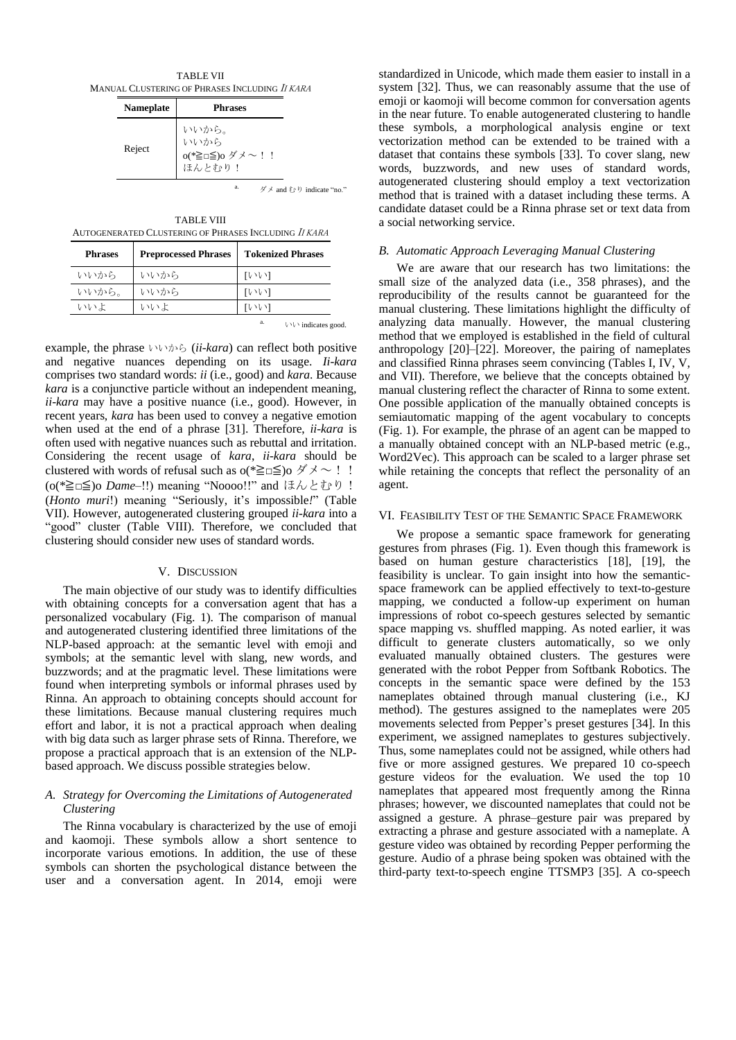TABLE VII
MANUAL CLUSTERING OF PHRASES INCLUDING *II KARA*

| Nameplate | Phrases |
| --- | --- |
| Reject | いいから。<br>いいから<br>o(*≧□≦)o ダメ～！！<br>ほんとむり！ |

a. ダメ and むり indicate "no."

TABLE VIII
AUTOGENERATED CLUSTERING OF PHRASES INCLUDING *II KARA*

| Phrases | Preprocessed Phrases | Tokenized Phrases |
| --- | --- | --- |
| いいから | いいから | [いい] |
| いいから。 | いいから | [いい] |
| いいよ | いいよ | [いい] |

a. いい indicates good.

example, the phrase いいから (*ii-kara*) can reflect both positive and negative nuances depending on its usage. *Ii-kara* comprises two standard words: *ii* (i.e., good) and *kara*. Because *kara* is a conjunctive particle without an independent meaning, *ii-kara* may have a positive nuance (i.e., good). However, in recent years, *kara* has been used to convey a negative emotion when used at the end of a phrase [31]. Therefore, *ii-kara* is often used with negative nuances such as rebuttal and irritation. Considering the recent usage of *kara*, *ii-kara* should be clustered with words of refusal such as o(*≧□≦)o ダメ～！！ (o(*≧□≦)o *Dame*–!!) meaning "Noooo!!" and ほんとむり！ (*Honto muri*!) meaning "Seriously, it's impossible!" (Table VII). However, autogenerated clustering grouped *ii-kara* into a "good" cluster (Table VIII). Therefore, we concluded that clustering should consider new uses of standard words.

## V. DISCUSSION

The main objective of our study was to identify difficulties with obtaining concepts for a conversation agent that has a personalized vocabulary (Fig. 1). The comparison of manual and autogenerated clustering identified three limitations of the NLP-based approach: at the semantic level with emoji and symbols; at the semantic level with slang, new words, and buzzwords; and at the pragmatic level. These limitations were found when interpreting symbols or informal phrases used by Rinna. An approach to obtaining concepts should account for these limitations. Because manual clustering requires much effort and labor, it is not a practical approach when dealing with big data such as larger phrase sets of Rinna. Therefore, we propose a practical approach that is an extension of the NLP-based approach. We discuss possible strategies below.

### A. Strategy for Overcoming the Limitations of Autogenerated Clustering

The Rinna vocabulary is characterized by the use of emoji and kaomoji. These symbols allow a short sentence to incorporate various emotions. In addition, the use of these symbols can shorten the psychological distance between the user and a conversation agent. In 2014, emoji were standardized in Unicode, which made them easier to install in a system [32]. Thus, we can reasonably assume that the use of emoji or kaomoji will become common for conversation agents in the near future. To enable autogenerated clustering to handle these symbols, a morphological analysis engine or text vectorization method can be extended to be trained with a dataset that contains these symbols [33]. To cover slang, new words, buzzwords, and new uses of standard words, autogenerated clustering should employ a text vectorization method that is trained with a dataset including these terms. A candidate dataset could be a Rinna phrase set or text data from a social networking service.

### B. Automatic Approach Leveraging Manual Clustering

We are aware that our research has two limitations: the small size of the analyzed data (i.e., 358 phrases), and the reproducibility of the results cannot be guaranteed for the manual clustering. These limitations highlight the difficulty of analyzing data manually. However, the manual clustering method that we employed is established in the field of cultural anthropology [20]–[22]. Moreover, the pairing of nameplates and classified Rinna phrases seem convincing (Tables I, IV, V, and VII). Therefore, we believe that the concepts obtained by manual clustering reflect the character of Rinna to some extent. One possible application of the manually obtained concepts is semiautomatic mapping of the agent vocabulary to concepts (Fig. 1). For example, the phrase of an agent can be mapped to a manually obtained concept with an NLP-based metric (e.g., Word2Vec). This approach can be scaled to a larger phrase set while retaining the concepts that reflect the personality of an agent.

## VI. FEASIBILITY TEST OF THE SEMANTIC SPACE FRAMEWORK

We propose a semantic space framework for generating gestures from phrases (Fig. 1). Even though this framework is based on human gesture characteristics [18], [19], the feasibility is unclear. To gain insight into how the semantic-space framework can be applied effectively to text-to-gesture mapping, we conducted a follow-up experiment on human impressions of robot co-speech gestures selected by semantic space mapping vs. shuffled mapping. As noted earlier, it was difficult to generate clusters automatically, so we only evaluated manually obtained clusters. The gestures were generated with the robot Pepper from Softbank Robotics. The concepts in the semantic space were defined by the 153 nameplates obtained through manual clustering (i.e., KJ method). The gestures assigned to the nameplates were 205 movements selected from Pepper's preset gestures [34]. In this experiment, we assigned nameplates to gestures subjectively. Thus, some nameplates could not be assigned, while others had five or more assigned gestures. We prepared 10 co-speech gesture videos for the evaluation. We used the top 10 nameplates that appeared most frequently among the Rinna phrases; however, we discounted nameplates that could not be assigned a gesture. A phrase–gesture pair was prepared by extracting a phrase and gesture associated with a nameplate. A gesture video was obtained by recording Pepper performing the gesture. Audio of a phrase being spoken was obtained with the third-party text-to-speech engine TTSMP3 [35]. A co-speech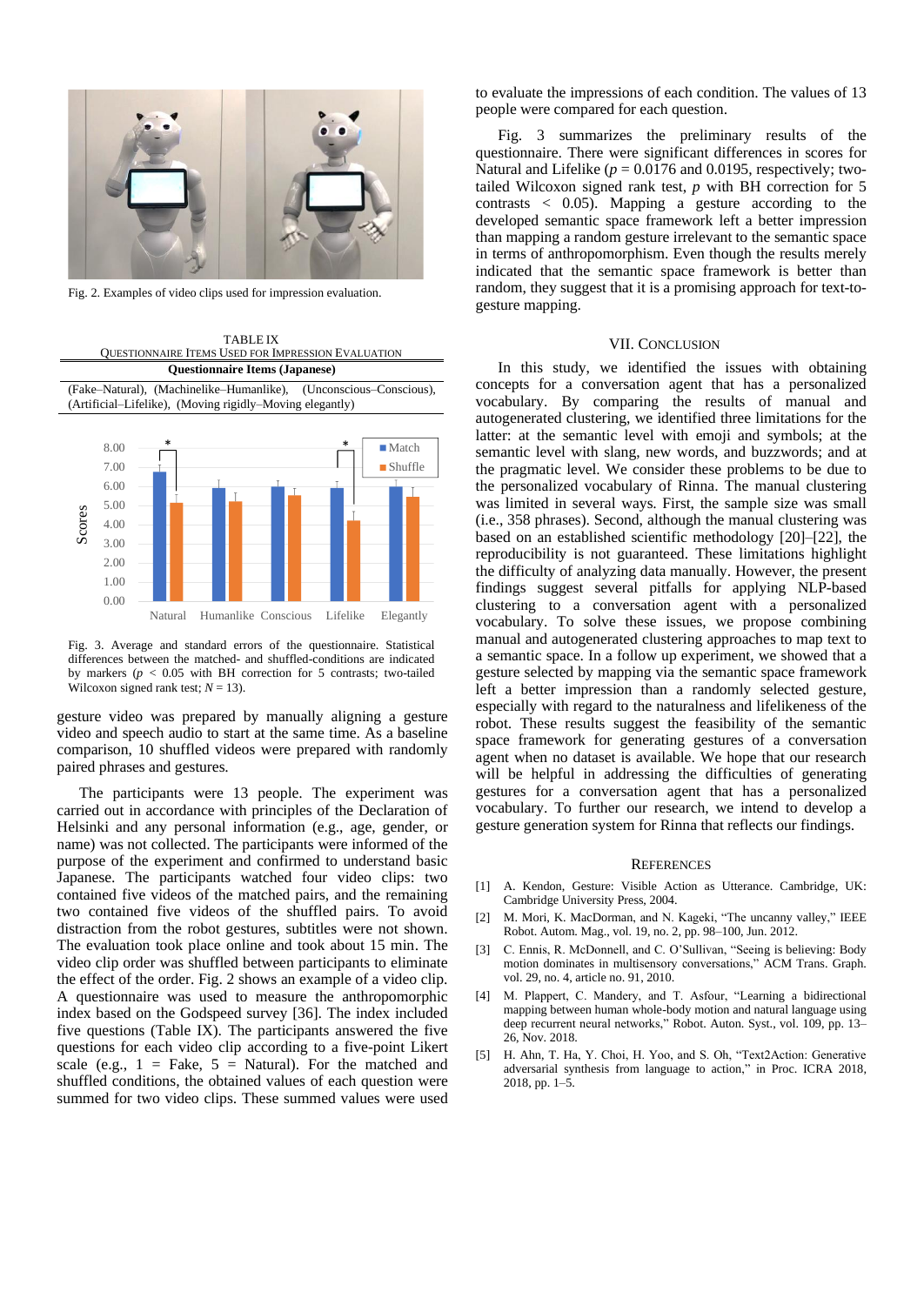Fig. 2. Examples of video clips used for impression evaluation.

TABLE IX
QUESTIONNAIRE ITEMS USED FOR IMPRESSION EVALUATION

| Questionnaire Items (Japanese) |
|---|
| (Fake–Natural), (Machinelike–Humanlike), (Unconscious–Conscious), (Artificial–Lifelike), (Moving rigidly–Moving elegantly) |

Fig. 3. Average and standard errors of the questionnaire. Statistical differences between the matched- and shuffled-conditions are indicated by markers ($p$ < 0.05 with BH correction for 5 contrasts; two-tailed Wilcoxon signed rank test; $N$ = 13).

gesture video was prepared by manually aligning a gesture video and speech audio to start at the same time. As a baseline comparison, 10 shuffled videos were prepared with randomly paired phrases and gestures.

The participants were 13 people. The experiment was carried out in accordance with principles of the Declaration of Helsinki and any personal information (e.g., age, gender, or name) was not collected. The participants were informed of the purpose of the experiment and confirmed to understand basic Japanese. The participants watched four video clips: two contained five videos of the matched pairs, and the remaining two contained five videos of the shuffled pairs. To avoid distraction from the robot gestures, subtitles were not shown. The evaluation took place online and took about 15 min. The video clip order was shuffled between participants to eliminate the effect of the order. Fig. 2 shows an example of a video clip. A questionnaire was used to measure the anthropomorphic index based on the Godspeed survey [36]. The index included five questions (Table IX). The participants answered the five questions for each video clip according to a five-point Likert scale (e.g., 1 = Fake, 5 = Natural). For the matched and shuffled conditions, the obtained values of each question were summed for two video clips. These summed values were used to evaluate the impressions of each condition. The values of 13 people were compared for each question.

Fig. 3 summarizes the preliminary results of the questionnaire. There were significant differences in scores for Natural and Lifelike ($p$ = 0.0176 and 0.0195, respectively; two-tailed Wilcoxon signed rank test, $p$ with BH correction for 5 contrasts < 0.05). Mapping a gesture according to the developed semantic space framework left a better impression than mapping a random gesture irrelevant to the semantic space in terms of anthropomorphism. Even though the results merely indicated that the semantic space framework is better than random, they suggest that it is a promising approach for text-to-gesture mapping.

## VII. CONCLUSION

In this study, we identified the issues with obtaining concepts for a conversation agent that has a personalized vocabulary. By comparing the results of manual and autogenerated clustering, we identified three limitations for the latter: at the semantic level with emoji and symbols; at the semantic level with slang, new words, and buzzwords; and at the pragmatic level. We consider these problems to be due to the personalized vocabulary of Rinna. The manual clustering was limited in several ways. First, the sample size was small (i.e., 358 phrases). Second, although the manual clustering was based on an established scientific methodology [20]–[22], the reproducibility is not guaranteed. These limitations highlight the difficulty of analyzing data manually. However, the present findings suggest several pitfalls for applying NLP-based clustering to a conversation agent with a personalized vocabulary. To solve these issues, we propose combining manual and autogenerated clustering approaches to map text to a semantic space. In a follow up experiment, we showed that a gesture selected by mapping via the semantic space framework left a better impression than a randomly selected gesture, especially with regard to the naturalness and lifelikeness of the robot. These results suggest the feasibility of the semantic space framework for generating gestures of a conversation agent when no dataset is available. We hope that our research will be helpful in addressing the difficulties of generating gestures for a conversation agent that has a personalized vocabulary. To further our research, we intend to develop a gesture generation system for Rinna that reflects our findings.

## REFERENCES

[1] A. Kendon, Gesture: Visible Action as Utterance. Cambridge, UK: Cambridge University Press, 2004.

[2] M. Mori, K. MacDorman, and N. Kageki, "The uncanny valley," IEEE Robot. Autom. Mag., vol. 19, no. 2, pp. 98–100, Jun. 2012.

[3] C. Ennis, R. McDonnell, and C. O'Sullivan, "Seeing is believing: Body motion dominates in multisensory conversations," ACM Trans. Graph. vol. 29, no. 4, article no. 91, 2010.

[4] M. Plappert, C. Mandery, and T. Asfour, "Learning a bidirectional mapping between human whole-body motion and natural language using deep recurrent neural networks," Robot. Auton. Syst., vol. 109, pp. 13–26, Nov. 2018.

[5] H. Ahn, T. Ha, Y. Choi, H. Yoo, and S. Oh, "Text2Action: Generative adversarial synthesis from language to action," in Proc. ICRA 2018, 2018, pp. 1–5.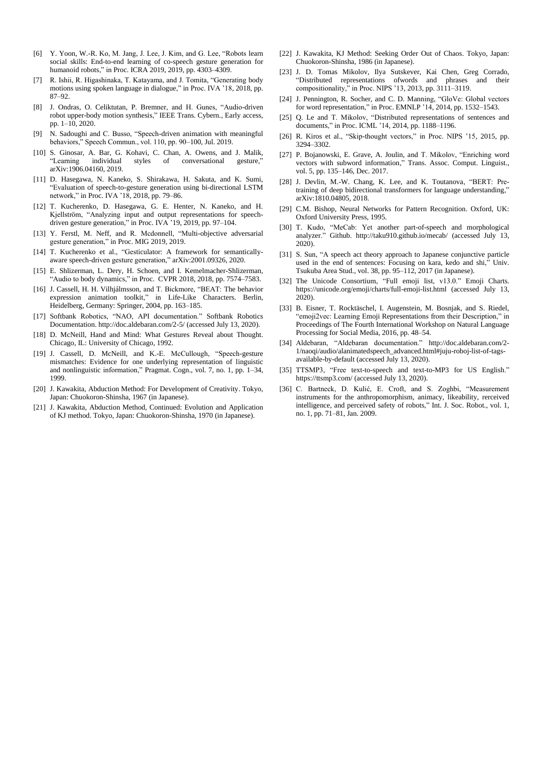[6] Y. Yoon, W.-R. Ko, M. Jang, J. Lee, J. Kim, and G. Lee, "Robots learn social skills: End-to-end learning of co-speech gesture generation for humanoid robots," in Proc. ICRA 2019, 2019, pp. 4303–4309.

[7] R. Ishii, R. Higashinaka, T. Katayama, and J. Tomita, "Generating body motions using spoken language in dialogue," in Proc. IVA '18, 2018, pp. 87–92.

[8] J. Ondras, O. Celiktutan, P. Bremner, and H. Gunes, "Audio-driven robot upper-body motion synthesis," IEEE Trans. Cybern., Early access, pp. 1–10, 2020.

[9] N. Sadoughi and C. Busso, "Speech-driven animation with meaningful behaviors," Speech Commun., vol. 110, pp. 90–100, Jul. 2019.

[10] S. Ginosar, A. Bar, G. Kohavi, C. Chan, A. Owens, and J. Malik, "Learning individual styles of conversational gesture," arXiv:1906.04160, 2019.

[11] D. Hasegawa, N. Kaneko, S. Shirakawa, H. Sakuta, and K. Sumi, "Evaluation of speech-to-gesture generation using bi-directional LSTM network," in Proc. IVA '18, 2018, pp. 79–86.

[12] T. Kucherenko, D. Hasegawa, G. E. Henter, N. Kaneko, and H. Kjellström, "Analyzing input and output representations for speech-driven gesture generation," in Proc. IVA '19, 2019, pp. 97–104.

[13] Y. Ferstl, M. Neff, and R. Mcdonnell, "Multi-objective adversarial gesture generation," in Proc. MIG 2019, 2019.

[14] T. Kucherenko et al., "Gesticulator: A framework for semantically-aware speech-driven gesture generation," arXiv:2001.09326, 2020.

[15] E. Shlizerman, L. Dery, H. Schoen, and I. Kemelmacher-Shlizerman, "Audio to body dynamics," in Proc. CVPR 2018, 2018, pp. 7574–7583.

[16] J. Cassell, H. H. Vilhjálmsson, and T. Bickmore, "BEAT: The behavior expression animation toolkit," in Life-Like Characters. Berlin, Heidelberg, Germany: Springer, 2004, pp. 163–185.

[17] Softbank Robotics, "NAO, API documentation." Softbank Robotics Documentation. http://doc.aldebaran.com/2-5/ (accessed July 13, 2020).

[18] D. McNeill, Hand and Mind: What Gestures Reveal about Thought. Chicago, IL: University of Chicago, 1992.

[19] J. Cassell, D. McNeill, and K.-E. McCullough, "Speech-gesture mismatches: Evidence for one underlying representation of linguistic and nonlinguistic information," Pragmat. Cogn., vol. 7, no. 1, pp. 1–34, 1999.

[20] J. Kawakita, Abduction Method: For Development of Creativity. Tokyo, Japan: Chuokoron-Shinsha, 1967 (in Japanese).

[21] J. Kawakita, Abduction Method, Continued: Evolution and Application of KJ method. Tokyo, Japan: Chuokoron-Shinsha, 1970 (in Japanese).

[22] J. Kawakita, KJ Method: Seeking Order Out of Chaos. Tokyo, Japan: Chuokoron-Shinsha, 1986 (in Japanese).

[23] J. D. Tomas Mikolov, Ilya Sutskever, Kai Chen, Greg Corrado, "Distributed representations ofwords and phrases and their compositionality," in Proc. NIPS '13, 2013, pp. 3111–3119.

[24] J. Pennington, R. Socher, and C. D. Manning, "GloVe: Global vectors for word representation," in Proc. EMNLP '14, 2014, pp. 1532–1543.

[25] Q. Le and T. Mikolov, "Distributed representations of sentences and documents," in Proc. ICML '14, 2014, pp. 1188–1196.

[26] R. Kiros et al., "Skip-thought vectors," in Proc. NIPS '15, 2015, pp. 3294–3302.

[27] P. Bojanowski, E. Grave, A. Joulin, and T. Mikolov, "Enriching word vectors with subword information," Trans. Assoc. Comput. Linguist., vol. 5, pp. 135–146, Dec. 2017.

[28] J. Devlin, M.-W. Chang, K. Lee, and K. Toutanova, "BERT: Pre-training of deep bidirectional transformers for language understanding," arXiv:1810.04805, 2018.

[29] C.M. Bishop, Neural Networks for Pattern Recognition. Oxford, UK: Oxford University Press, 1995.

[30] T. Kudo, "MeCab: Yet another part-of-speech and morphological analyzer." Github. http://taku910.github.io/mecab/ (accessed July 13, 2020).

[31] S. Sun, "A speech act theory approach to Japanese conjunctive particle used in the end of sentences: Focusing on kara, kedo and shi," Univ. Tsukuba Area Stud., vol. 38, pp. 95–112, 2017 (in Japanese).

[32] The Unicode Consortium, "Full emoji list, v13.0." Emoji Charts. https://unicode.org/emoji/charts/full-emoji-list.html (accessed July 13, 2020).

[33] B. Eisner, T. Rocktäschel, I. Augenstein, M. Bosnjak, and S. Riedel, "emoji2vec: Learning Emoji Representations from their Description," in Proceedings of The Fourth International Workshop on Natural Language Processing for Social Media, 2016, pp. 48–54.

[34] Aldebaran, "Aldebaran documentation." http://doc.aldebaran.com/2-1/naoqi/audio/alanimatedspeech_advanced.html#juju-roboj-list-of-tags-available-by-default (accessed July 13, 2020).

[35] TTSMP3, "Free text-to-speech and text-to-MP3 for US English." https://ttsmp3.com/ (accessed July 13, 2020).

[36] C. Bartneck, D. Kulić, E. Croft, and S. Zoghbi, "Measurement instruments for the anthropomorphism, animacy, likeability, rerceived intelligence, and perceived safety of robots," Int. J. Soc. Robot., vol. 1, no. 1, pp. 71–81, Jan. 2009.